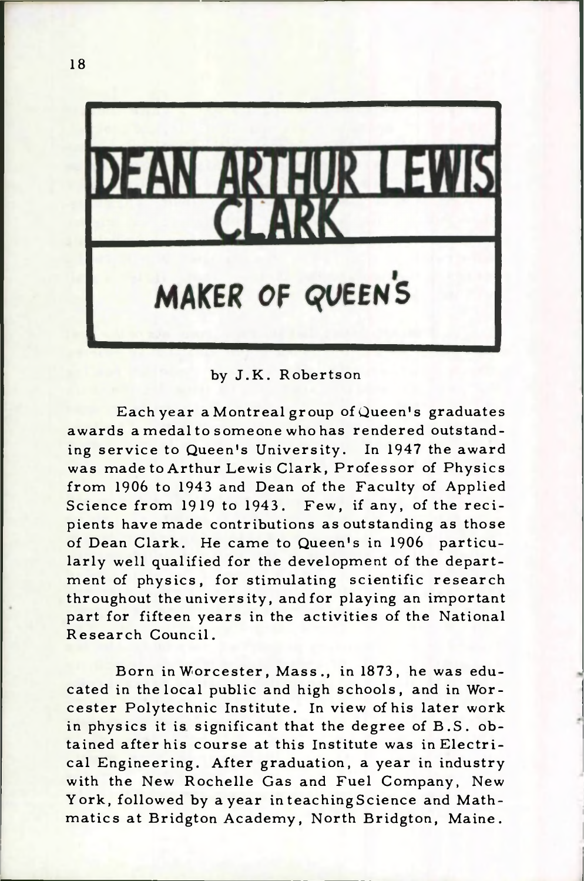# DEAN ARTHUR LEWIS CLARK

## MAKER OF QUEEN'S

by J.K. Robertson

Each year a Montreal group of Queen's graduates awards a medal to someone who has rendered outstanding service to Queen's University. In 1947 the award was made to Arthur Lewis Clark, Professor of Physics from 1906 to 1943 and Dean of the Faculty of Applied Science from 1919 to 1943. Few, if any, of the recipients have made contributions as outstanding as those of Dean Clark. He came to Queen's in 1906 particularly well qualified for the development of the department of physics, for stimulating scientific research throughout the university, and for playing an important part for fifteen years in the activities of the National Research Council.

Born in Worcester, Mass., in 1873, he was educated in the local public and high schools, and in Worcester Polytechnic Institute. In view of his later work in physics it is significant that the degree of B.S. obtained after his course at this Institute was in Electrical Engineering. After graduation, a year in industry with the New Rochelle Gas and Fuel Company, New York, followed by a year in teaching Science and Mathmatics at Bridgton Academy, North Bridgton, Maine.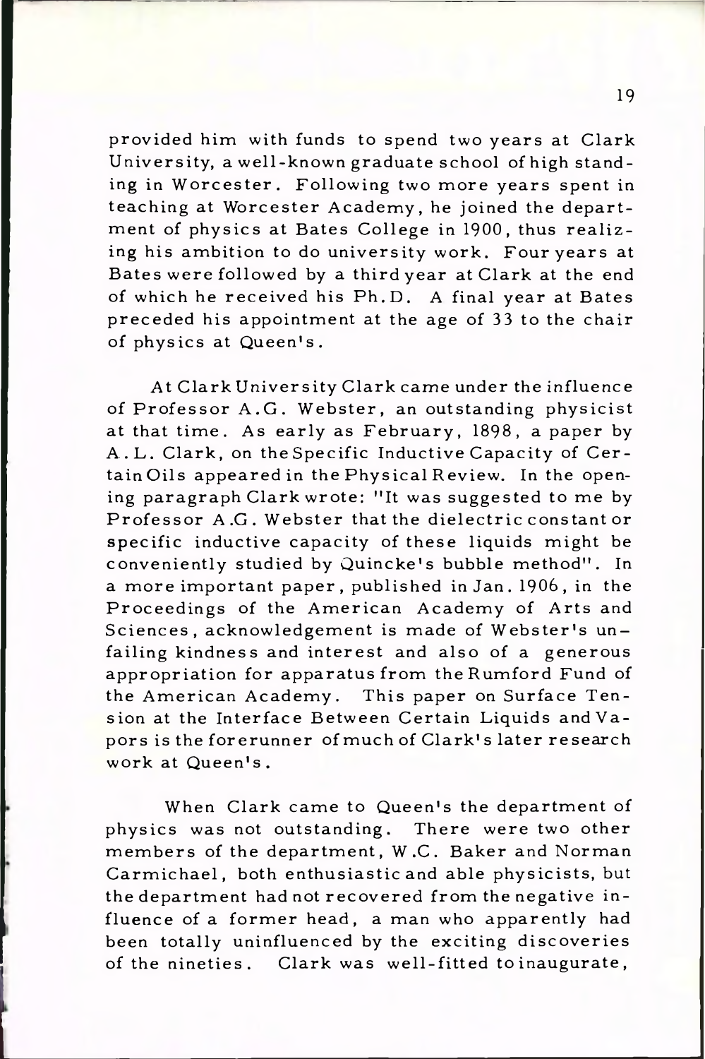provided him with funds to spend two years at Clark University, a well-known graduate school of high standing in Worcester. Following two more years spent in teaching at Worcester Academy, he joined the department of physics at Bates College in 1900, thus realizing his ambition to do university work. Four years at Bates were followed by a third year at Clark at the end of which he received his Ph.D. A final year at Bates preceded his appointment at the age of 33 to the chair of physics at Queen's.

At Clark University Clark came under the influence of Professor A.G. Webster, an outstanding physicist at that time. As early as February, 1898, a paper by A.L. Clark, on the Specific Inductive Capacity of Certain Oils appeared in the Physical Review. In the opening paragraph Clark wrote: "It was suggested to me by Professor A.G. Webster that the dielectric constant or specific inductive capacity of these liquids might be conveniently studied by Quincke's bubble method". In a more important paper, published in Jan. 1906, in the Proceedings of the American Academy of Arts and Sciences, acknowledgement is made of Webster's unfailing kindness and interest and also of a generous appropriation for apparatus from the Rumford Fund of the American Academy. This paper on Surface Tension at the Interface Between Certain Liquids and Vapors is the forerunner of much of Clark's later research work at Queen's.

When Clark came to Queen's the department of physics was not outstanding. There were two other members of the department, W.C. Baker and Norman Carmichael, both enthusiastic and able physicists, but the department had not recovered from the negative influence of a former head, a man who apparently had been totally uninfluenced by the exciting discoveries of the nineties. Clark was well-fitted to inaugurate,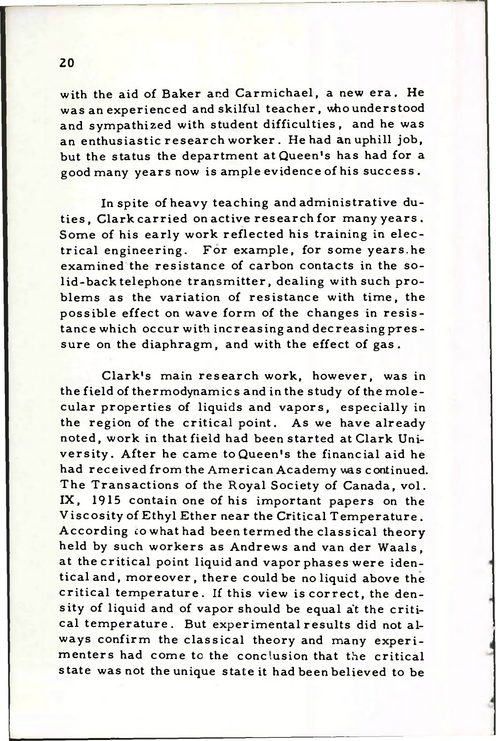with the aid of Baker and Carmichael, a new era. He was an experienced and skilful teacher, who understood and sympathized with student difficulties, and he was an enthusiastic research worker. He had an uphill job, but the status the department at Queen's has had for a good many years now is ample evidence of his success.

In spite of heavy teaching and administrative duties, Clark carried on active research for many years. Some of his early work reflected his training in electrical engineering. For example, for some years he examined the resistance of carbon contacts in the solid-back telephone transmitter, dealing with such problems as the variation of resistance with time, the possible effect on wave form of the changes in resistance which occur with increasing and decreasing pressure on the diaphragm, and with the effect of gas.

Clark's main research work, however, was in the field of thermodynamics and in the study of the molecular properties of liquids and vapors, especially in the region of the critical point. As we have already noted, work in that field had been started at Clark University. After he came to Queen's the financial aid he had received from the American Academy was continued. The Transactions of the Royal Society of Canada, vol. IX, 1915 contain one of his important papers on the Viscosity of Ethyl Ether near the Critical Temperature. According to what had been termed the classical theory held by such workers as Andrews and van der Waals, at the critical point liquid and vapor phases were identical and, moreover, there could be no liquid above the critical temperature. If this view is correct, the density of liquid and of vapor should be equal at the critical temperature. But experimental results did not always confirm the classical theory and many experimenters had come to the conclusion that the critical state was not the unique state it had been believed to be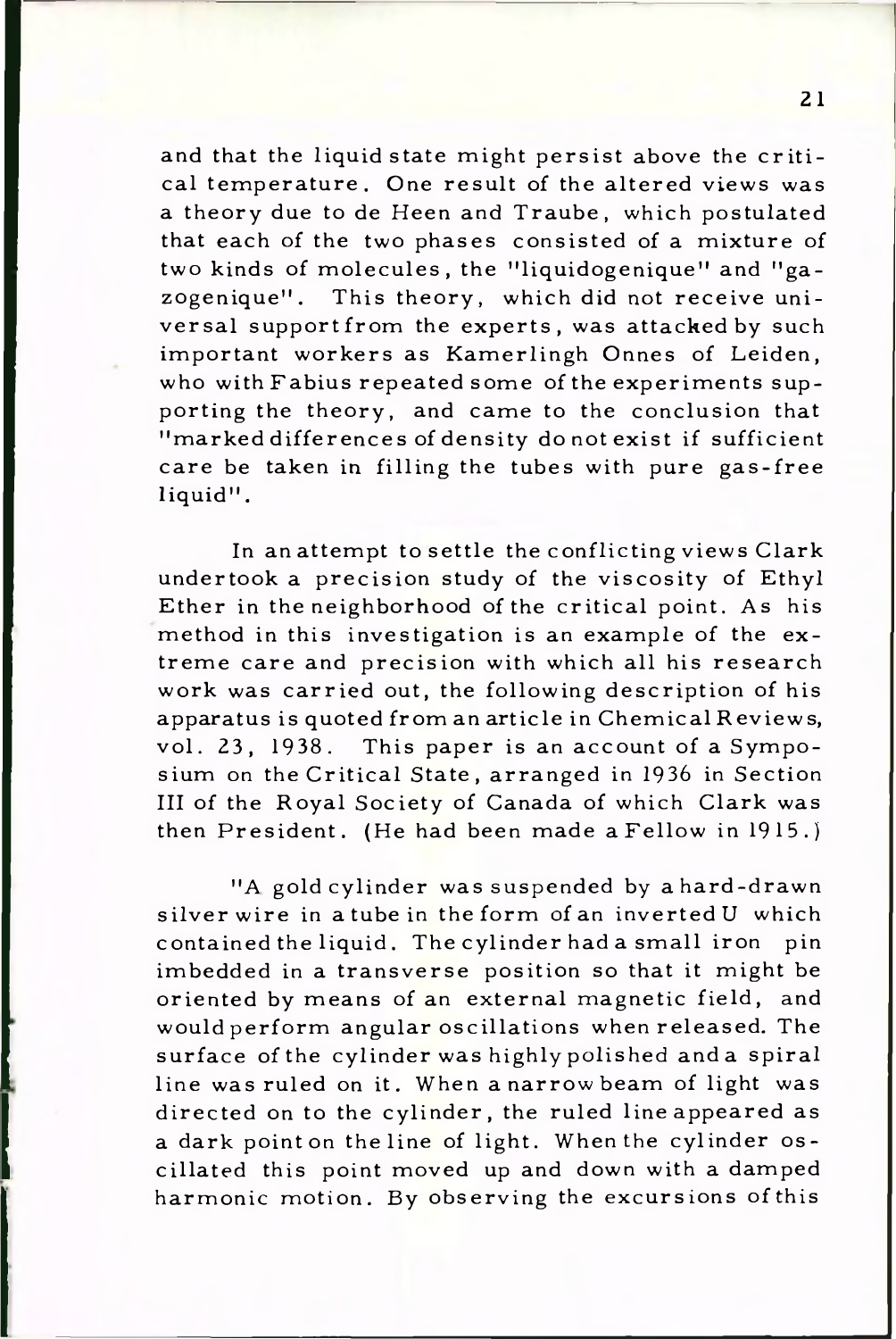and that the liquid state might persist above the critical temperature. One result of the altered views was a theory due to de Heen and Traube, which postulated that each of the two phases consisted of a mixture of two kinds of molecules, the "liquidogenique" and "gazogenique". This theory, which did not receive universal support from the experts, was attacked by such important workers as Kamerlingh Onnes of Leiden, who with Fabius repeated some of the experiments supporting the theory, and came to the conclusion that "marked differences of density do not exist if sufficient care be taken in filling the tubes with pure gas-free liquid".

In an attempt to settle the conflicting views Clark undertook a precision study of the viscosity of Ethyl Ether in the neighborhood of the critical point. As his method in this investigation is an example of the extreme care and precision with which all his research work was carried out, the following description of his apparatus is quoted from an article in Chemical Reviews, vol. 23, 1938. This paper is an account of a Symposium on the Critical State, arranged in 1936 in Section III of the Royal Society of Canada of which Clark was then President. (He had been made a Fellow in 1915.)

"A gold cylinder was suspended by a hard-drawn silver wire in a tube in the form of an inverted U which contained the liquid. The cylinder had a small iron pin imbedded in a transverse position so that it might be oriented by means of an external magnetic field, and would perform angular oscillations when released. The surface of the cylinder was highly polished and a spiral line was ruled on it. When a narrow beam of light was directed on to the cylinder, the ruled line appeared as a dark point on the line of light. When the cylinder oscillated this point moved up and down with a damped harmonic motion. By observing the excursions of this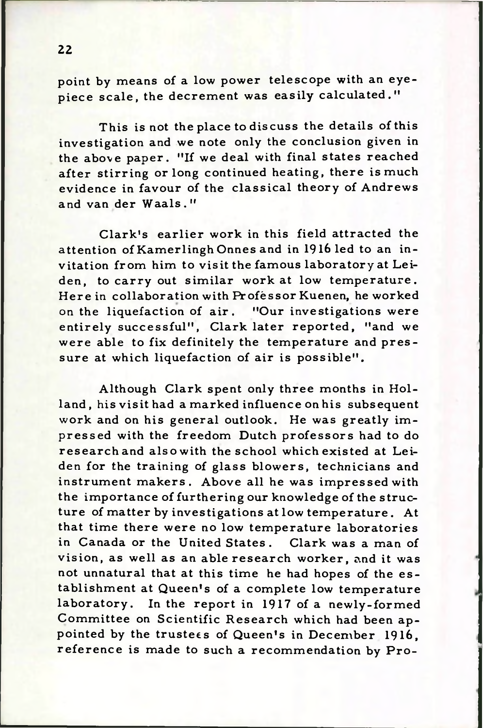point by means of a low power telescope with an eyepiece scale, the decrement was easily calculated."

This is not the place to discuss the details of this investigation and we note only the conclusion given in the above paper. "If we deal with final states reached after stirring or long continued heating, there is much evidence in favour of the classical theory of Andrews and van der Waals."

Clark's earlier work in this field attracted the attention of Kamerlingh Onnes and in 1916 led to an invitation from him to visit the famous laboratory at Leiden, to carry out similar work at low temperature. Here in collaboration with Professor Kuenen, he worked on the liquefaction of air. "Our investigations were entirely successful", Clark later reported, "and we were able to fix definitely the temperature and pressure at which liquefaction of air is possible".

Although Clark spent only three months in Holland, his visit had a marked influence on his subsequent work and on his general outlook. He was greatly impressed with the freedom Dutch professors had to do research and also with the school which existed at Leiden for the training of glass blowers, technicians and instrument makers. Above all he was impressed with the importance of furthering our knowledge of the structure of matter by investigations at low temperature. At that time there were no low temperature laboratories in Canada or the United States. Clark was a man of vision, as well as an able research worker, and it was not unnatural that at this time he had hopes of the establishment at Queen's of a complete low temperature laboratory. In the report in 1917 of a newly-formed Committee on Scientific Research which had been appointed by the trustees of Queen's in December 1916, reference is made to such a recommendation by Pro-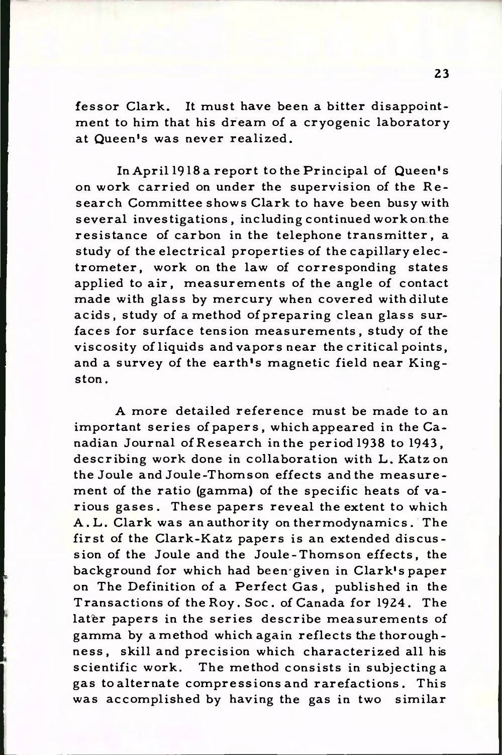fessor Clark. It must have been a bitter disappointment to him that his dream of a cryogenic laboratory at Queen's was never realized.

In April 1918 a report to the Principal of Queen's on work carried on under the supervision of the Research Committee shows Clark to have been busy with several investigations, including continued work on the resistance of carbon in the telephone transmitter, a study of the electrical properties of the capillary electrometer, work on the law of corresponding states applied to air, measurements of the angle of contact made with glass by mercury when covered with dilute acids, study of a method of preparing clean glass surfaces for surface tension measurements, study of the viscosity of liquids and vapors near the critical points, and a survey of the earth's magnetic field near Kingston.

A more detailed reference must be made to an important series of papers, which appeared in the Canadian Journal of Research in the period 1938 to 1943, describing work done in collaboration with L. Katz on the Joule and Joule-Thomson effects and the measurement of the ratio (gamma) of the specific heats of various gases. These papers reveal the extent to which A.L. Clark was an authority on thermodynamics. The first of the Clark-Katz papers is an extended discussion of the Joule and the Joule-Thomson effects, the background for which had been given in Clark's paper on The Definition of a Perfect Gas, published in the Transactions of the Roy. Soc. of Canada for 1924. The later papers in the series describe measurements of gamma by a method which again reflects the thoroughness, skill and precision which characterized all his scientific work. The method consists in subjecting a gas to alternate compressions and rarefactions. This was accomplished by having the gas in two similar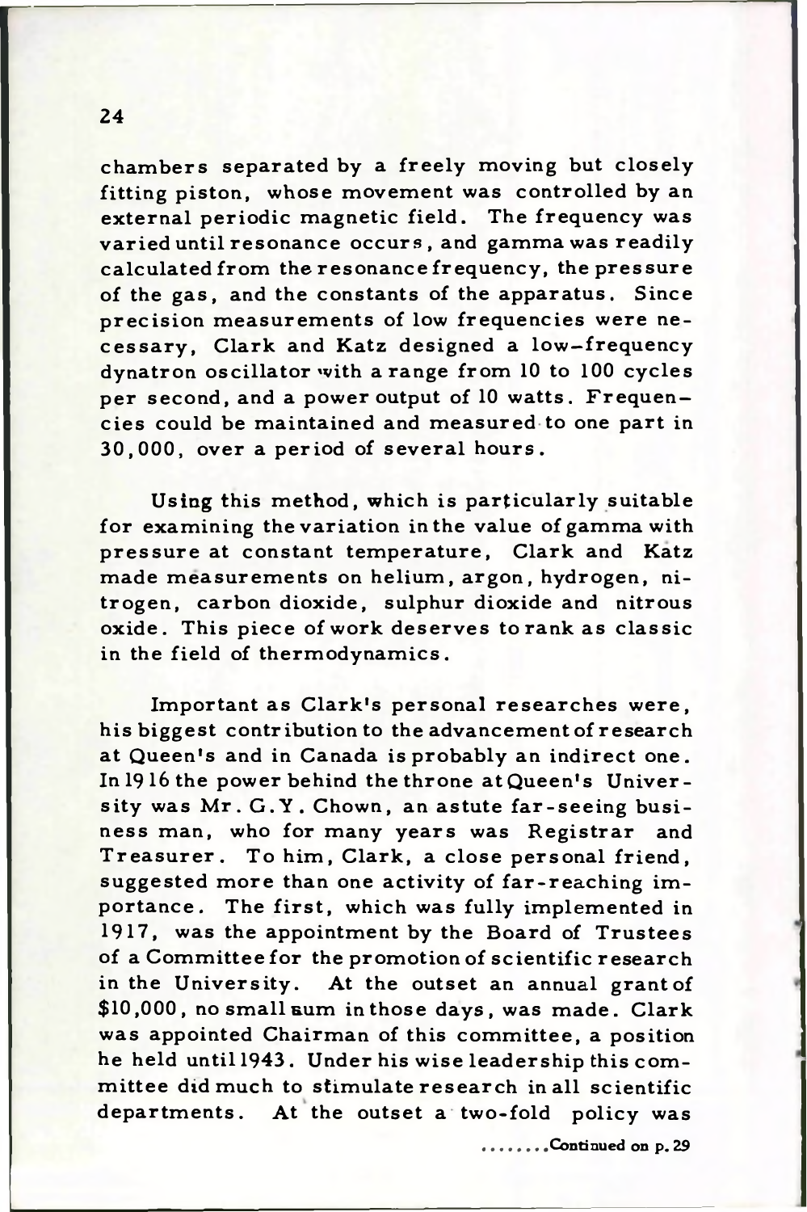chambers separated by a freely moving but closely fitting piston, whose movement was controlled by an external periodic magnetic field. The frequency was varied until resonance occurs, and gamma was readily calculated from the resonance frequency, the pressure of the gas, and the constants of the apparatus. Since precision measurements of low frequencies were necessary, Clark and Katz designed a low-frequency dynatron oscillator with a range from 10 to 100 cycles per second, and a power output of 10 watts. Frequencies could be maintained and measured to one part in 30,000, over a period of several hours.

Using this method, which is particularly suitable for examining the variation in the value of gamma with pressure at constant temperature, Clark and Katz made measurements on helium, argon, hydrogen, nitrogen, carbon dioxide, sulphur dioxide and nitrous oxide. This piece of work deserves to rank as classic in the field of thermodynamics.

Important as Clark's personal researches were, his biggest contribution to the advancement of research at Queen's and in Canada is probably an indirect one. In 1916 the power behind the throne at Queen's University was Mr. G.Y. Chown, an astute far-seeing business man, who for many years was Registrar and Treasurer. To him, Clark, a close personal friend, suggested more than one activity of far-reaching importance. The first, which was fully implemented in 1917, was the appointment by the Board of Trustees of a Committee for the promotion of scientific research in the University. At the outset an annual grant of $10,000, no small sum in those days, was made. Clark was appointed Chairman of this committee, a position he held until 1943. Under his wise leadership this committee did much to stimulate research in all scientific departments. At the outset a two-fold policy was

........Continued on p. 29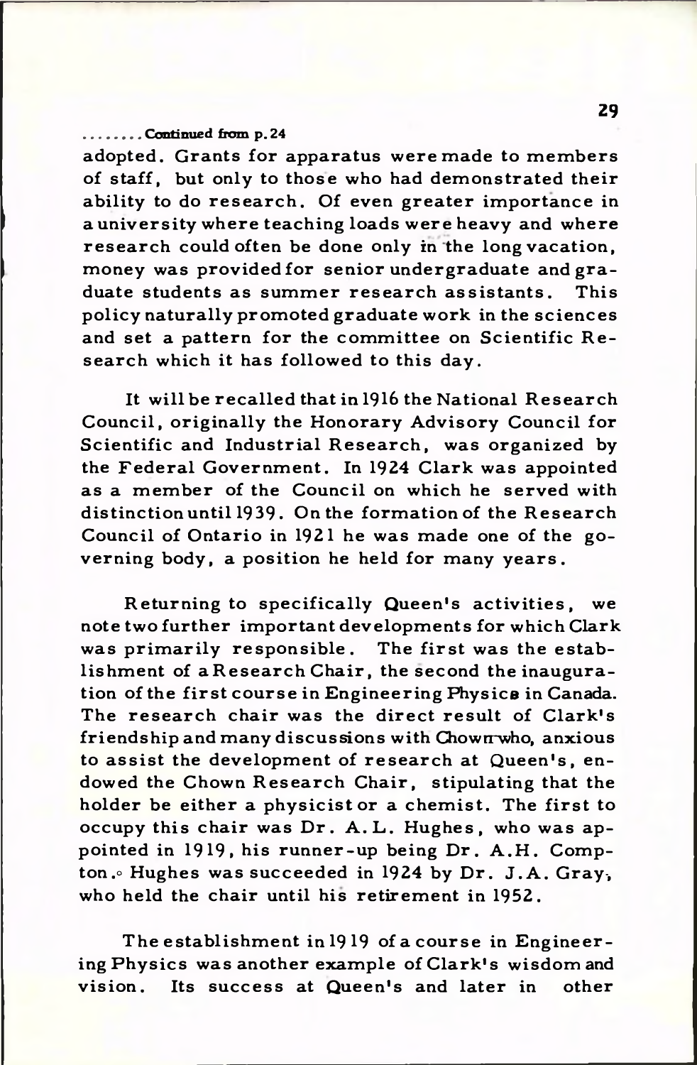........Continued from p.24

adopted. Grants for apparatus were made to members of staff, but only to those who had demonstrated their ability to do research. Of even greater importance in a university where teaching loads were heavy and where research could often be done only in the long vacation, money was provided for senior undergraduate and graduate students as summer research assistants. This policy naturally promoted graduate work in the sciences and set a pattern for the committee on Scientific Research which it has followed to this day.

It will be recalled that in 1916 the National Research Council, originally the Honorary Advisory Council for Scientific and Industrial Research, was organized by the Federal Government. In 1924 Clark was appointed as a member of the Council on which he served with distinction until 1939. On the formation of the Research Council of Ontario in 1921 he was made one of the governing body, a position he held for many years.

Returning to specifically Queen's activities, we note two further important developments for which Clark was primarily responsible. The first was the establishment of a Research Chair, the second the inauguration of the first course in Engineering Physics in Canada. The research chair was the direct result of Clark's friendship and many discussions with Chown who, anxious to assist the development of research at Queen's, endowed the Chown Research Chair, stipulating that the holder be either a physicist or a chemist. The first to occupy this chair was Dr. A.L. Hughes, who was appointed in 1919, his runner-up being Dr. A.H. Compton. Hughes was succeeded in 1924 by Dr. J.A. Gray, who held the chair until his retirement in 1952.

The establishment in 1919 of a course in Engineering Physics was another example of Clark's wisdom and vision. Its success at Queen's and later in other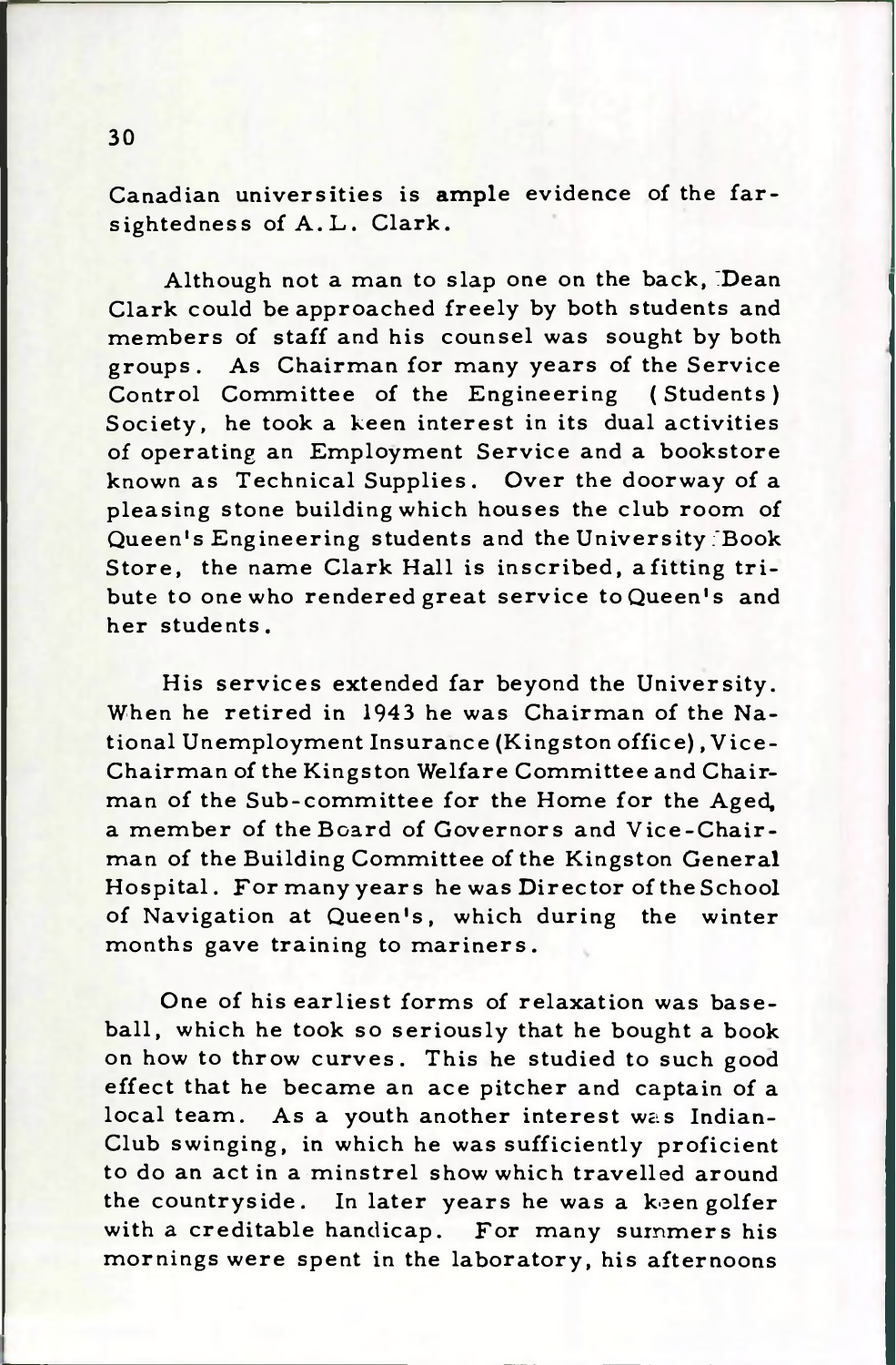Canadian universities is ample evidence of the far-sightedness of A.L. Clark.

Although not a man to slap one on the back, Dean Clark could be approached freely by both students and members of staff and his counsel was sought by both groups. As Chairman for many years of the Service Control Committee of the Engineering (Students) Society, he took a keen interest in its dual activities of operating an Employment Service and a bookstore known as Technical Supplies. Over the doorway of a pleasing stone building which houses the club room of Queen's Engineering students and the University Book Store, the name Clark Hall is inscribed, a fitting tribute to one who rendered great service to Queen's and her students.

His services extended far beyond the University. When he retired in 1943 he was Chairman of the National Unemployment Insurance (Kingston office), Vice-Chairman of the Kingston Welfare Committee and Chairman of the Sub-committee for the Home for the Aged, a member of the Board of Governors and Vice-Chairman of the Building Committee of the Kingston General Hospital. For many years he was Director of the School of Navigation at Queen's, which during the winter months gave training to mariners.

One of his earliest forms of relaxation was baseball, which he took so seriously that he bought a book on how to throw curves. This he studied to such good effect that he became an ace pitcher and captain of a local team. As a youth another interest was Indian-Club swinging, in which he was sufficiently proficient to do an act in a minstrel show which travelled around the countryside. In later years he was a keen golfer with a creditable handicap. For many summers his mornings were spent in the laboratory, his afternoons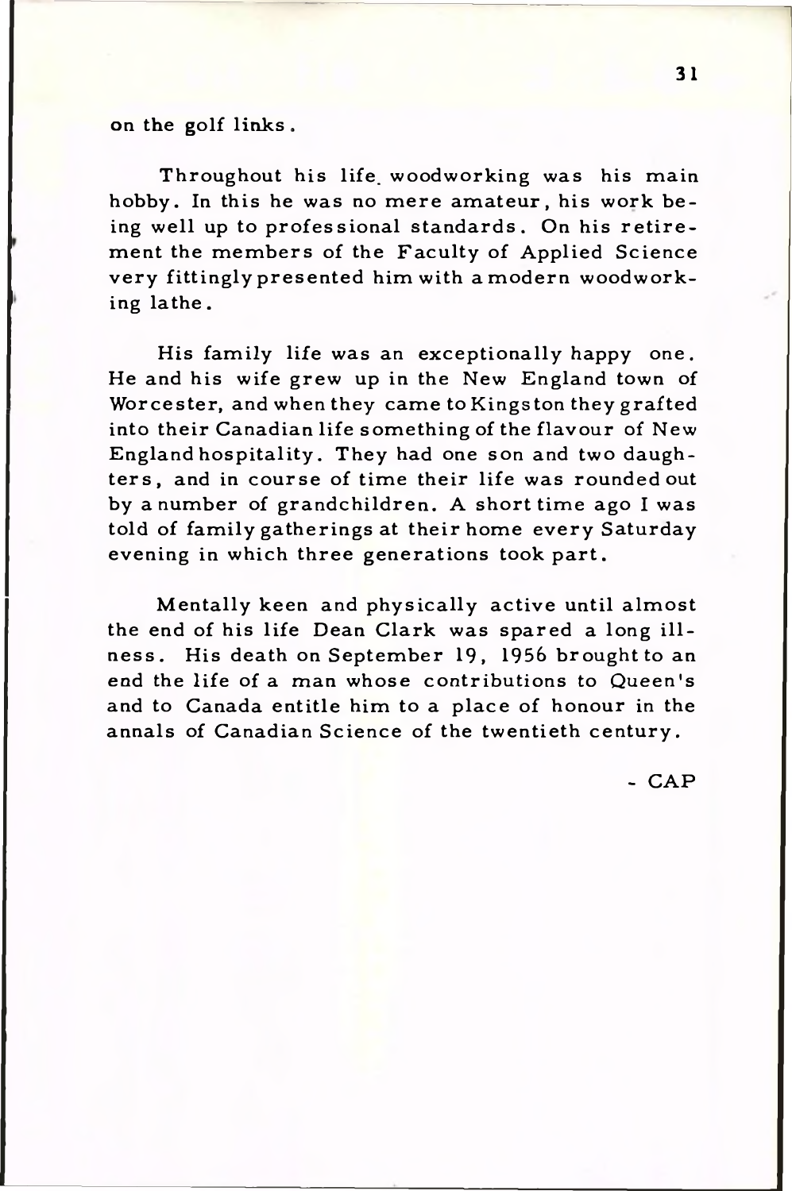on the golf links.

Throughout his life woodworking was his main hobby. In this he was no mere amateur, his work being well up to professional standards. On his retirement the members of the Faculty of Applied Science very fittingly presented him with a modern woodworking lathe.

His family life was an exceptionally happy one. He and his wife grew up in the New England town of Worcester, and when they came to Kingston they grafted into their Canadian life something of the flavour of New England hospitality. They had one son and two daughters, and in course of time their life was rounded out by a number of grandchildren. A short time ago I was told of family gatherings at their home every Saturday evening in which three generations took part.

Mentally keen and physically active until almost the end of his life Dean Clark was spared a long illness. His death on September 19, 1956 brought to an end the life of a man whose contributions to Queen's and to Canada entitle him to a place of honour in the annals of Canadian Science of the twentieth century.

- CAP